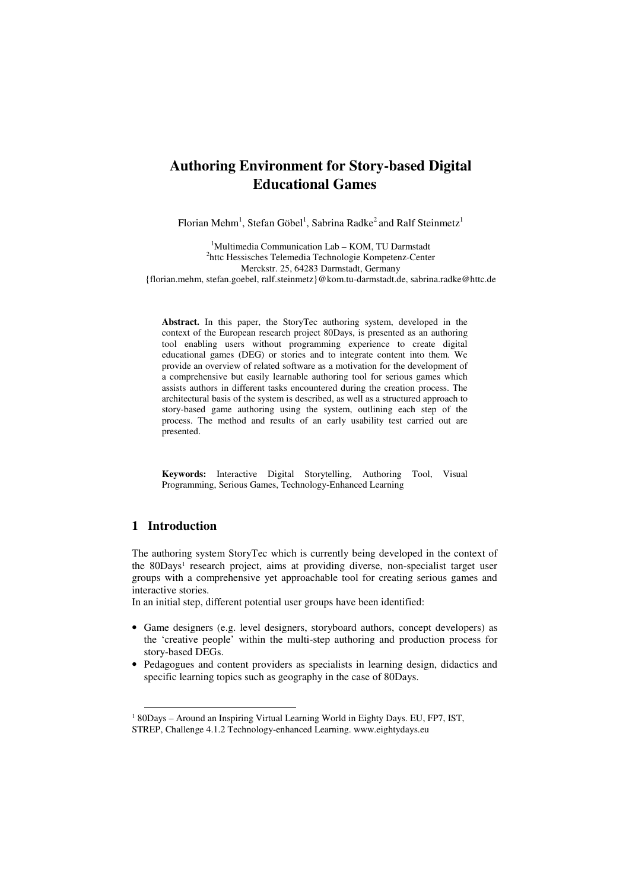# Authoring Environment for Story-based Digital Educational Games

Florian Mehm[1], Stefan Göbel[1], Sabrina Radke[2] and Ralf Steinmetz[1]

[1]Multimedia Communication Lab – KOM, TU Darmstadt
[2]httc Hessisches Telemedia Technologie Kompetenz-Center
Merckstr. 25, 64283 Darmstadt, Germany
{florian.mehm, stefan.goebel, ralf.steinmetz}@kom.tu-darmstadt.de, sabrina.radke@httc.de

**Abstract.** In this paper, the StoryTec authoring system, developed in the context of the European research project 80Days, is presented as an authoring tool enabling users without programming experience to create digital educational games (DEG) or stories and to integrate content into them. We provide an overview of related software as a motivation for the development of a comprehensive but easily learnable authoring tool for serious games which assists authors in different tasks encountered during the creation process. The architectural basis of the system is described, as well as a structured approach to story-based game authoring using the system, outlining each step of the process. The method and results of an early usability test carried out are presented.

**Keywords:** Interactive Digital Storytelling, Authoring Tool, Visual Programming, Serious Games, Technology-Enhanced Learning

## 1 Introduction

The authoring system StoryTec which is currently being developed in the context of the 80Days[1] research project, aims at providing diverse, non-specialist target user groups with a comprehensive yet approachable tool for creating serious games and interactive stories.

In an initial step, different potential user groups have been identified:

- Game designers (e.g. level designers, storyboard authors, concept developers) as the 'creative people' within the multi-step authoring and production process for story-based DEGs.
- Pedagogues and content providers as specialists in learning design, didactics and specific learning topics such as geography in the case of 80Days.

[1] 80Days – Around an Inspiring Virtual Learning World in Eighty Days. EU, FP7, IST, STREP, Challenge 4.1.2 Technology-enhanced Learning. www.eightydays.eu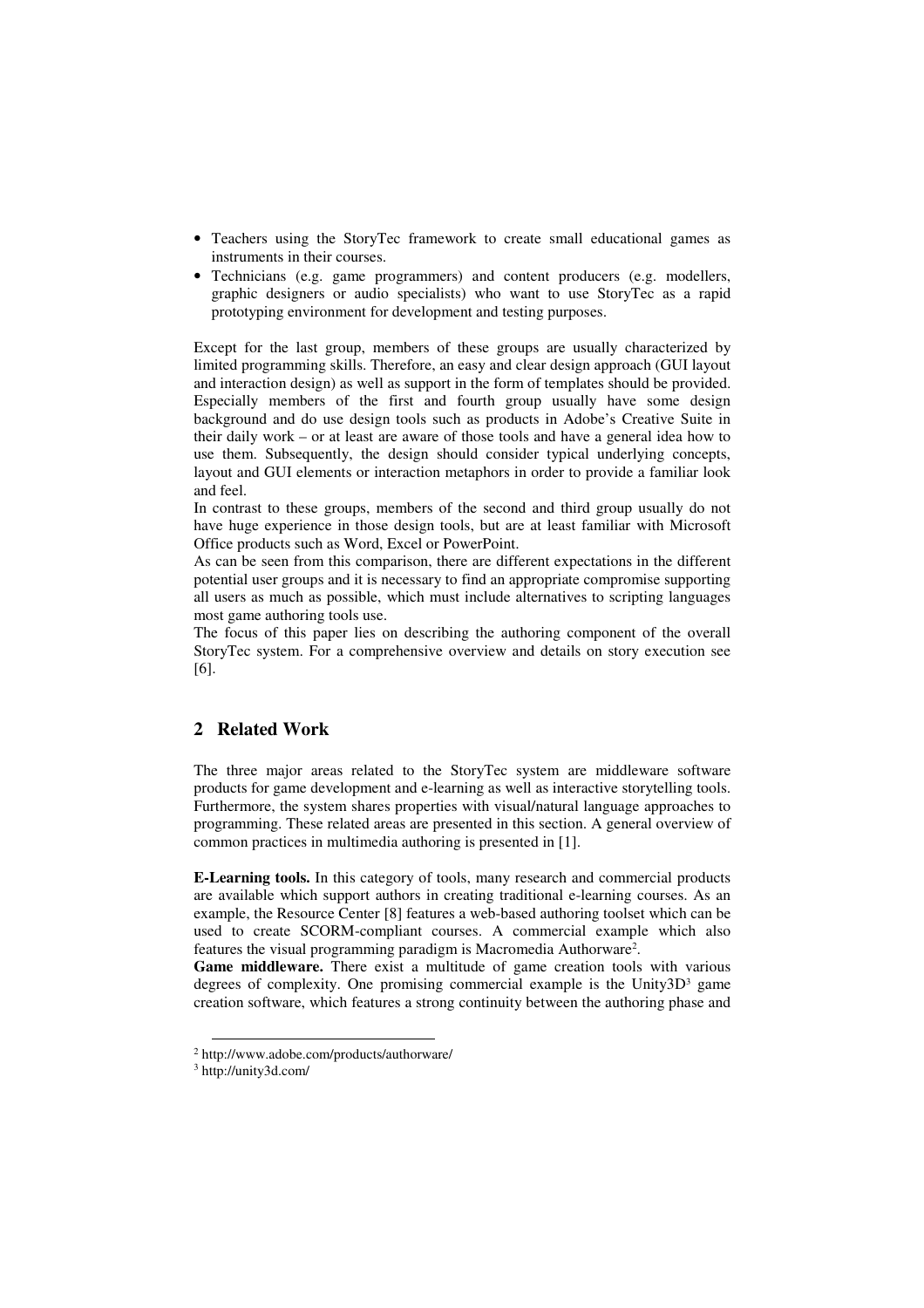- Teachers using the StoryTec framework to create small educational games as instruments in their courses.
- Technicians (e.g. game programmers) and content producers (e.g. modellers, graphic designers or audio specialists) who want to use StoryTec as a rapid prototyping environment for development and testing purposes.

Except for the last group, members of these groups are usually characterized by limited programming skills. Therefore, an easy and clear design approach (GUI layout and interaction design) as well as support in the form of templates should be provided. Especially members of the first and fourth group usually have some design background and do use design tools such as products in Adobe's Creative Suite in their daily work – or at least are aware of those tools and have a general idea how to use them. Subsequently, the design should consider typical underlying concepts, layout and GUI elements or interaction metaphors in order to provide a familiar look and feel.

In contrast to these groups, members of the second and third group usually do not have huge experience in those design tools, but are at least familiar with Microsoft Office products such as Word, Excel or PowerPoint.

As can be seen from this comparison, there are different expectations in the different potential user groups and it is necessary to find an appropriate compromise supporting all users as much as possible, which must include alternatives to scripting languages most game authoring tools use.

The focus of this paper lies on describing the authoring component of the overall StoryTec system. For a comprehensive overview and details on story execution see [6].

## 2 Related Work

The three major areas related to the StoryTec system are middleware software products for game development and e-learning as well as interactive storytelling tools. Furthermore, the system shares properties with visual/natural language approaches to programming. These related areas are presented in this section. A general overview of common practices in multimedia authoring is presented in [1].

**E-Learning tools.** In this category of tools, many research and commercial products are available which support authors in creating traditional e-learning courses. As an example, the Resource Center [8] features a web-based authoring toolset which can be used to create SCORM-compliant courses. A commercial example which also features the visual programming paradigm is Macromedia Authorware[2].

**Game middleware.** There exist a multitude of game creation tools with various degrees of complexity. One promising commercial example is the Unity3D[3] game creation software, which features a strong continuity between the authoring phase and

[2] http://www.adobe.com/products/authorware/

[3] http://unity3d.com/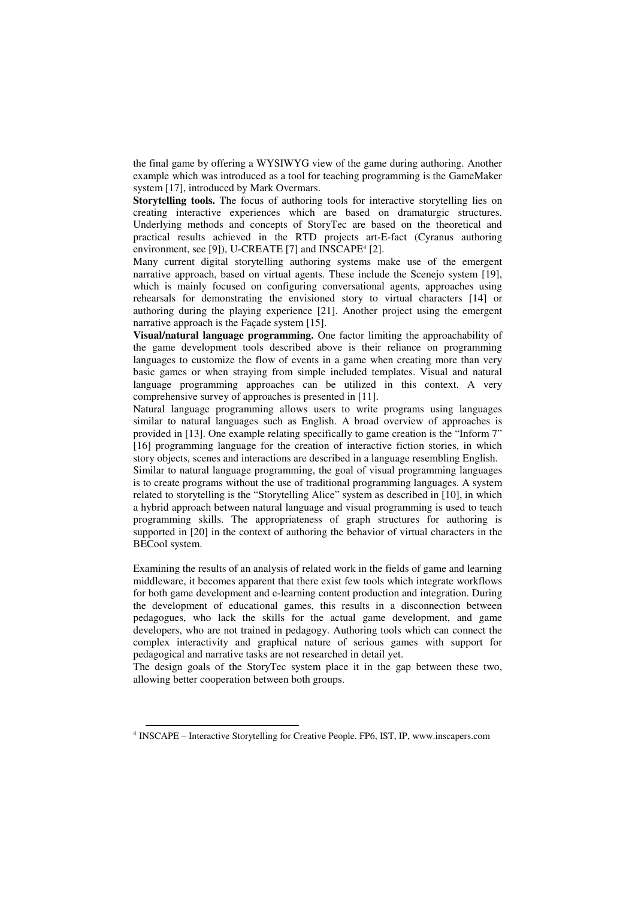the final game by offering a WYSIWYG view of the game during authoring. Another example which was introduced as a tool for teaching programming is the GameMaker system [17], introduced by Mark Overmars.

**Storytelling tools.** The focus of authoring tools for interactive storytelling lies on creating interactive experiences which are based on dramaturgic structures. Underlying methods and concepts of StoryTec are based on the theoretical and practical results achieved in the RTD projects art-E-fact (Cyranus authoring environment, see [9]), U-CREATE [7] and INSCAPE[4] [2].

Many current digital storytelling authoring systems make use of the emergent narrative approach, based on virtual agents. These include the Scenejo system [19], which is mainly focused on configuring conversational agents, approaches using rehearsals for demonstrating the envisioned story to virtual characters [14] or authoring during the playing experience [21]. Another project using the emergent narrative approach is the Façade system [15].

**Visual/natural language programming.** One factor limiting the approachability of the game development tools described above is their reliance on programming languages to customize the flow of events in a game when creating more than very basic games or when straying from simple included templates. Visual and natural language programming approaches can be utilized in this context. A very comprehensive survey of approaches is presented in [11].

Natural language programming allows users to write programs using languages similar to natural languages such as English. A broad overview of approaches is provided in [13]. One example relating specifically to game creation is the "Inform 7" [16] programming language for the creation of interactive fiction stories, in which story objects, scenes and interactions are described in a language resembling English.

Similar to natural language programming, the goal of visual programming languages is to create programs without the use of traditional programming languages. A system related to storytelling is the "Storytelling Alice" system as described in [10], in which a hybrid approach between natural language and visual programming is used to teach programming skills. The appropriateness of graph structures for authoring is supported in [20] in the context of authoring the behavior of virtual characters in the BECool system.

Examining the results of an analysis of related work in the fields of game and learning middleware, it becomes apparent that there exist few tools which integrate workflows for both game development and e-learning content production and integration. During the development of educational games, this results in a disconnection between pedagogues, who lack the skills for the actual game development, and game developers, who are not trained in pedagogy. Authoring tools which can connect the complex interactivity and graphical nature of serious games with support for pedagogical and narrative tasks are not researched in detail yet.

The design goals of the StoryTec system place it in the gap between these two, allowing better cooperation between both groups.

---

[4] INSCAPE – Interactive Storytelling for Creative People. FP6, IST, IP, www.inscapers.com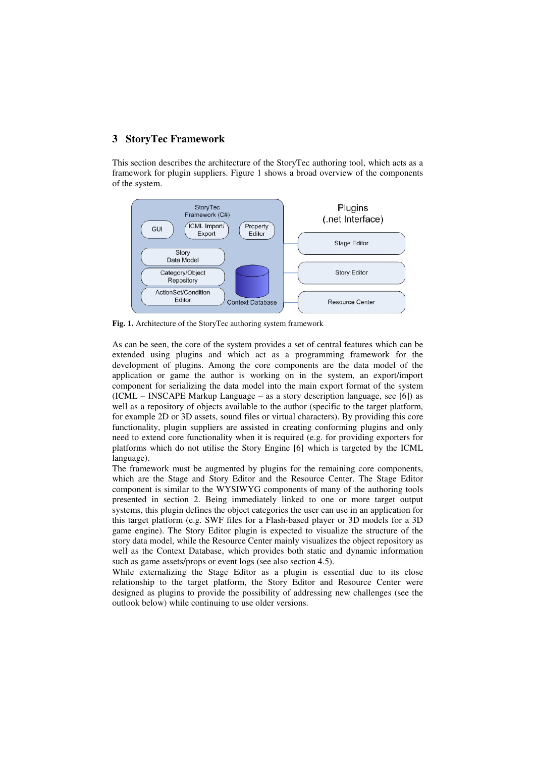## 3 StoryTec Framework

This section describes the architecture of the StoryTec authoring tool, which acts as a framework for plugin suppliers. Figure 1 shows a broad overview of the components of the system.

**Fig. 1.** Architecture of the StoryTec authoring system framework

As can be seen, the core of the system provides a set of central features which can be extended using plugins and which act as a programming framework for the development of plugins. Among the core components are the data model of the application or game the author is working on in the system, an export/import component for serializing the data model into the main export format of the system (ICML – INSCAPE Markup Language – as a story description language, see [6]) as well as a repository of objects available to the author (specific to the target platform, for example 2D or 3D assets, sound files or virtual characters). By providing this core functionality, plugin suppliers are assisted in creating conforming plugins and only need to extend core functionality when it is required (e.g. for providing exporters for platforms which do not utilise the Story Engine [6] which is targeted by the ICML language).

The framework must be augmented by plugins for the remaining core components, which are the Stage and Story Editor and the Resource Center. The Stage Editor component is similar to the WYSIWYG components of many of the authoring tools presented in section 2. Being immediately linked to one or more target output systems, this plugin defines the object categories the user can use in an application for this target platform (e.g. SWF files for a Flash-based player or 3D models for a 3D game engine). The Story Editor plugin is expected to visualize the structure of the story data model, while the Resource Center mainly visualizes the object repository as well as the Context Database, which provides both static and dynamic information such as game assets/props or event logs (see also section 4.5).

While externalizing the Stage Editor as a plugin is essential due to its close relationship to the target platform, the Story Editor and Resource Center were designed as plugins to provide the possibility of addressing new challenges (see the outlook below) while continuing to use older versions.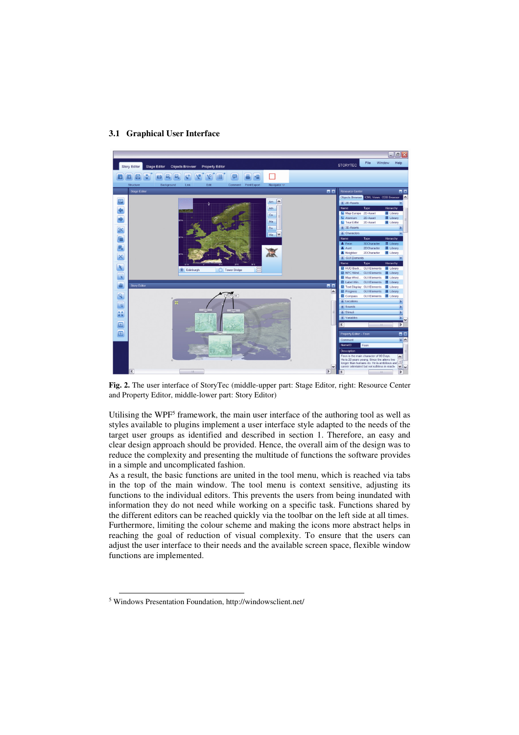### 3.1 Graphical User Interface

**Fig. 2.** The user interface of StoryTec (middle-upper part: Stage Editor, right: Resource Center and Property Editor, middle-lower part: Story Editor)

Utilising the WPF[5] framework, the main user interface of the authoring tool as well as styles available to plugins implement a user interface style adapted to the needs of the target user groups as identified and described in section 1. Therefore, an easy and clear design approach should be provided. Hence, the overall aim of the design was to reduce the complexity and presenting the multitude of functions the software provides in a simple and uncomplicated fashion.

As a result, the basic functions are united in the tool menu, which is reached via tabs in the top of the main window. The tool menu is context sensitive, adjusting its functions to the individual editors. This prevents the users from being inundated with information they do not need while working on a specific task. Functions shared by the different editors can be reached quickly via the toolbar on the left side at all times. Furthermore, limiting the colour scheme and making the icons more abstract helps in reaching the goal of reduction of visual complexity. To ensure that the users can adjust the user interface to their needs and the available screen space, flexible window functions are implemented.

---

[5] Windows Presentation Foundation, http://windowsclient.net/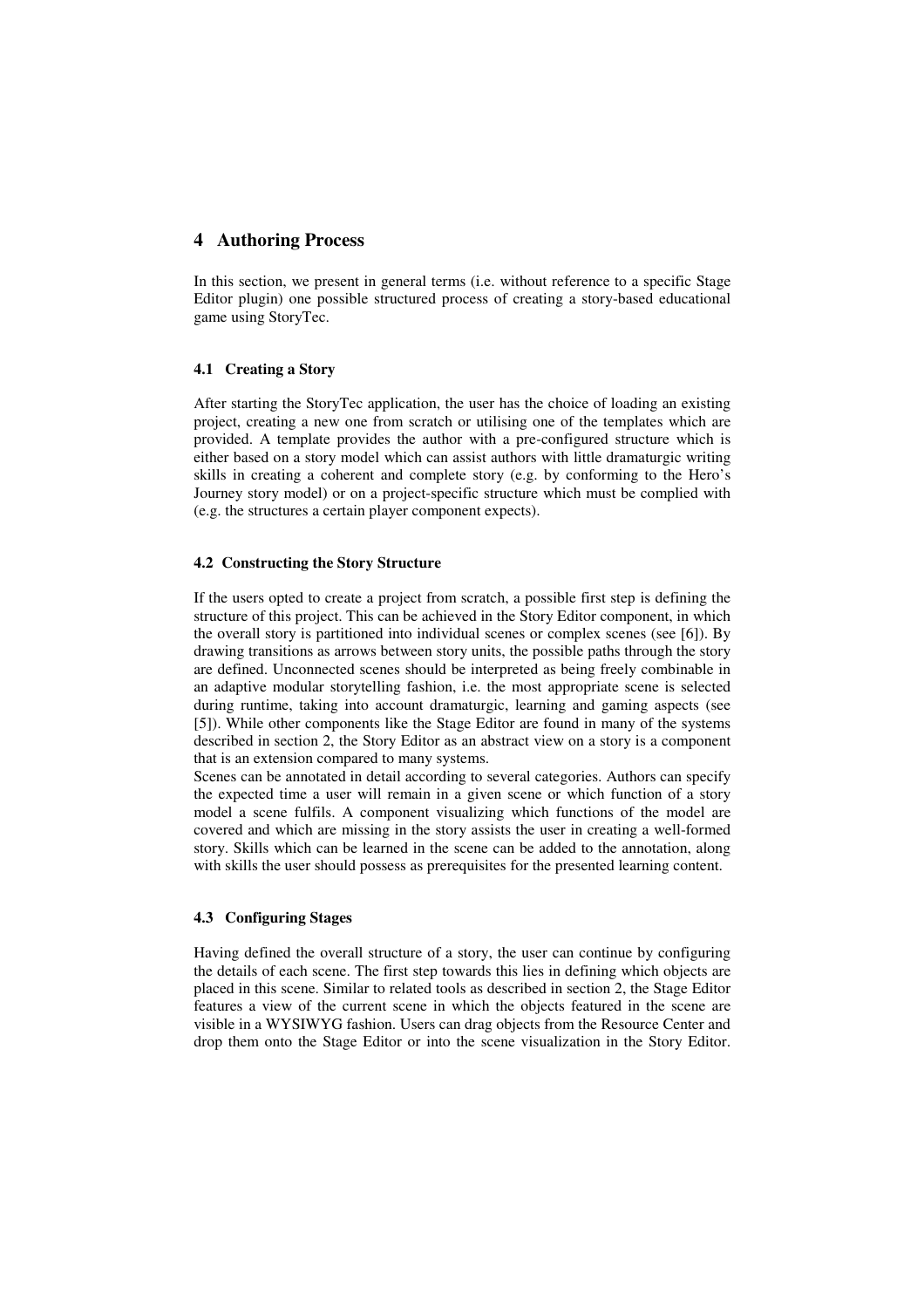# 4 Authoring Process

In this section, we present in general terms (i.e. without reference to a specific Stage Editor plugin) one possible structured process of creating a story-based educational game using StoryTec.

### 4.1 Creating a Story

After starting the StoryTec application, the user has the choice of loading an existing project, creating a new one from scratch or utilising one of the templates which are provided. A template provides the author with a pre-configured structure which is either based on a story model which can assist authors with little dramaturgic writing skills in creating a coherent and complete story (e.g. by conforming to the Hero's Journey story model) or on a project-specific structure which must be complied with (e.g. the structures a certain player component expects).

### 4.2 Constructing the Story Structure

If the users opted to create a project from scratch, a possible first step is defining the structure of this project. This can be achieved in the Story Editor component, in which the overall story is partitioned into individual scenes or complex scenes (see [6]). By drawing transitions as arrows between story units, the possible paths through the story are defined. Unconnected scenes should be interpreted as being freely combinable in an adaptive modular storytelling fashion, i.e. the most appropriate scene is selected during runtime, taking into account dramaturgic, learning and gaming aspects (see [5]). While other components like the Stage Editor are found in many of the systems described in section 2, the Story Editor as an abstract view on a story is a component that is an extension compared to many systems.

Scenes can be annotated in detail according to several categories. Authors can specify the expected time a user will remain in a given scene or which function of a story model a scene fulfils. A component visualizing which functions of the model are covered and which are missing in the story assists the user in creating a well-formed story. Skills which can be learned in the scene can be added to the annotation, along with skills the user should possess as prerequisites for the presented learning content.

### 4.3 Configuring Stages

Having defined the overall structure of a story, the user can continue by configuring the details of each scene. The first step towards this lies in defining which objects are placed in this scene. Similar to related tools as described in section 2, the Stage Editor features a view of the current scene in which the objects featured in the scene are visible in a WYSIWYG fashion. Users can drag objects from the Resource Center and drop them onto the Stage Editor or into the scene visualization in the Story Editor.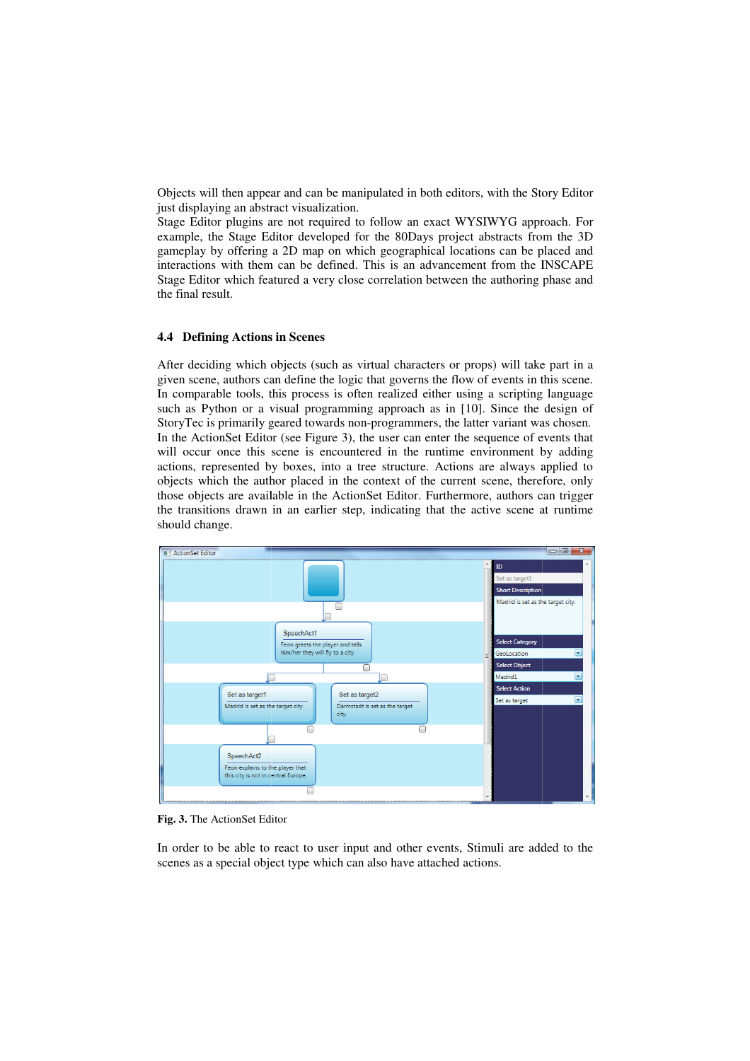Objects will then appear and can be manipulated in both editors, with the Story Editor just displaying an abstract visualization.

Stage Editor plugins are not required to follow an exact WYSIWYG approach. For example, the Stage Editor developed for the 80Days project abstracts from the 3D gameplay by offering a 2D map on which geographical locations can be placed and interactions with them can be defined. This is an advancement from the INSCAPE Stage Editor which featured a very close correlation between the authoring phase and the final result.

### 4.4 Defining Actions in Scenes

After deciding which objects (such as virtual characters or props) will take part in a given scene, authors can define the logic that governs the flow of events in this scene. In comparable tools, this process is often realized either using a scripting language such as Python or a visual programming approach as in [10]. Since the design of StoryTec is primarily geared towards non-programmers, the latter variant was chosen. In the ActionSet Editor (see Figure 3), the user can enter the sequence of events that will occur once this scene is encountered in the runtime environment by adding actions, represented by boxes, into a tree structure. Actions are always applied to objects which the author placed in the context of the current scene, therefore, only those objects are available in the ActionSet Editor. Furthermore, authors can trigger the transitions drawn in an earlier step, indicating that the active scene at runtime should change.

**Fig. 3.** The ActionSet Editor

In order to be able to react to user input and other events, Stimuli are added to the scenes as a special object type which can also have attached actions.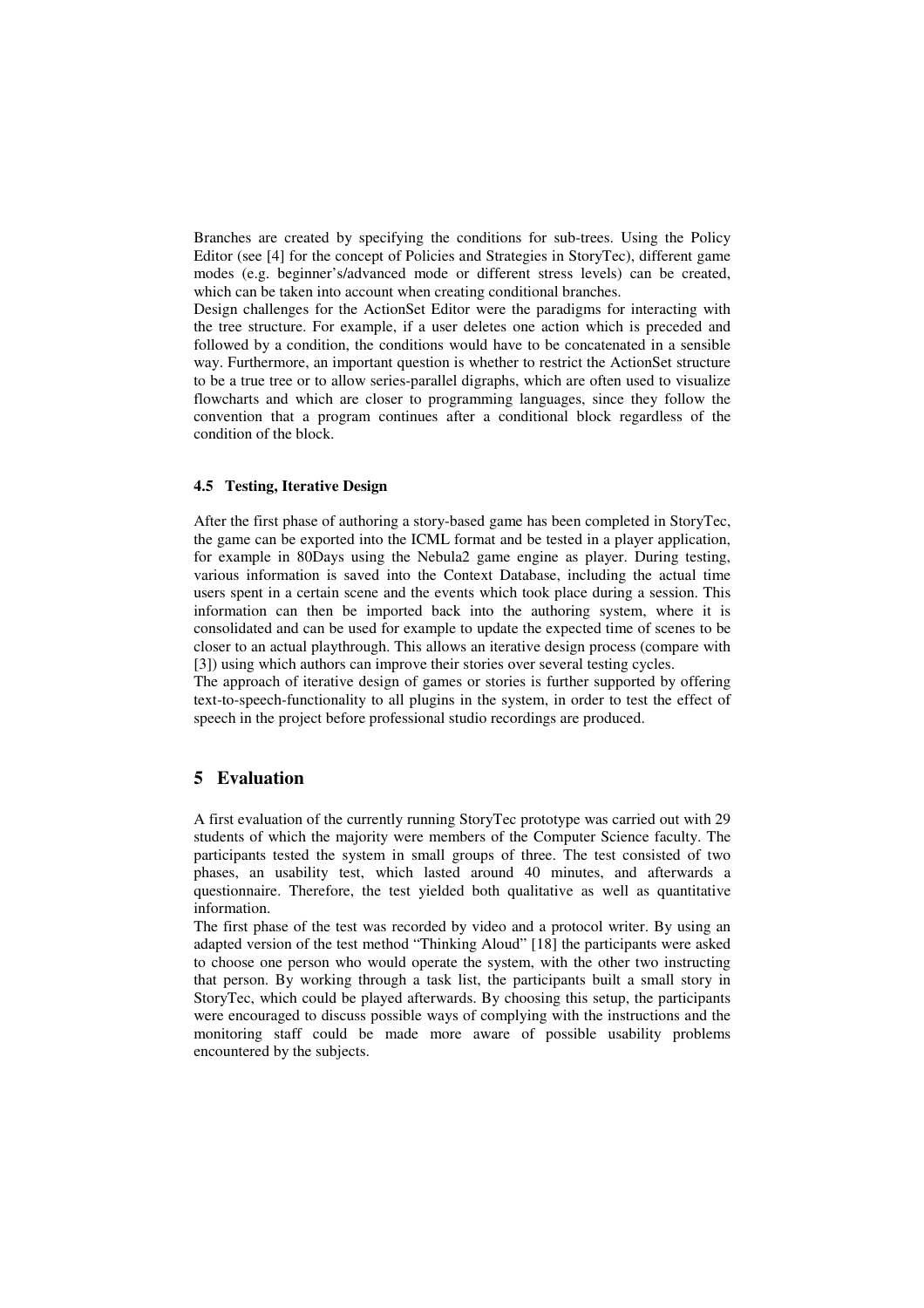Branches are created by specifying the conditions for sub-trees. Using the Policy Editor (see [4] for the concept of Policies and Strategies in StoryTec), different game modes (e.g. beginner's/advanced mode or different stress levels) can be created, which can be taken into account when creating conditional branches.

Design challenges for the ActionSet Editor were the paradigms for interacting with the tree structure. For example, if a user deletes one action which is preceded and followed by a condition, the conditions would have to be concatenated in a sensible way. Furthermore, an important question is whether to restrict the ActionSet structure to be a true tree or to allow series-parallel digraphs, which are often used to visualize flowcharts and which are closer to programming languages, since they follow the convention that a program continues after a conditional block regardless of the condition of the block.

### 4.5 Testing, Iterative Design

After the first phase of authoring a story-based game has been completed in StoryTec, the game can be exported into the ICML format and be tested in a player application, for example in 80Days using the Nebula2 game engine as player. During testing, various information is saved into the Context Database, including the actual time users spent in a certain scene and the events which took place during a session. This information can then be imported back into the authoring system, where it is consolidated and can be used for example to update the expected time of scenes to be closer to an actual playthrough. This allows an iterative design process (compare with [3]) using which authors can improve their stories over several testing cycles.

The approach of iterative design of games or stories is further supported by offering text-to-speech-functionality to all plugins in the system, in order to test the effect of speech in the project before professional studio recordings are produced.

## 5 Evaluation

A first evaluation of the currently running StoryTec prototype was carried out with 29 students of which the majority were members of the Computer Science faculty. The participants tested the system in small groups of three. The test consisted of two phases, an usability test, which lasted around 40 minutes, and afterwards a questionnaire. Therefore, the test yielded both qualitative as well as quantitative information.

The first phase of the test was recorded by video and a protocol writer. By using an adapted version of the test method "Thinking Aloud" [18] the participants were asked to choose one person who would operate the system, with the other two instructing that person. By working through a task list, the participants built a small story in StoryTec, which could be played afterwards. By choosing this setup, the participants were encouraged to discuss possible ways of complying with the instructions and the monitoring staff could be made more aware of possible usability problems encountered by the subjects.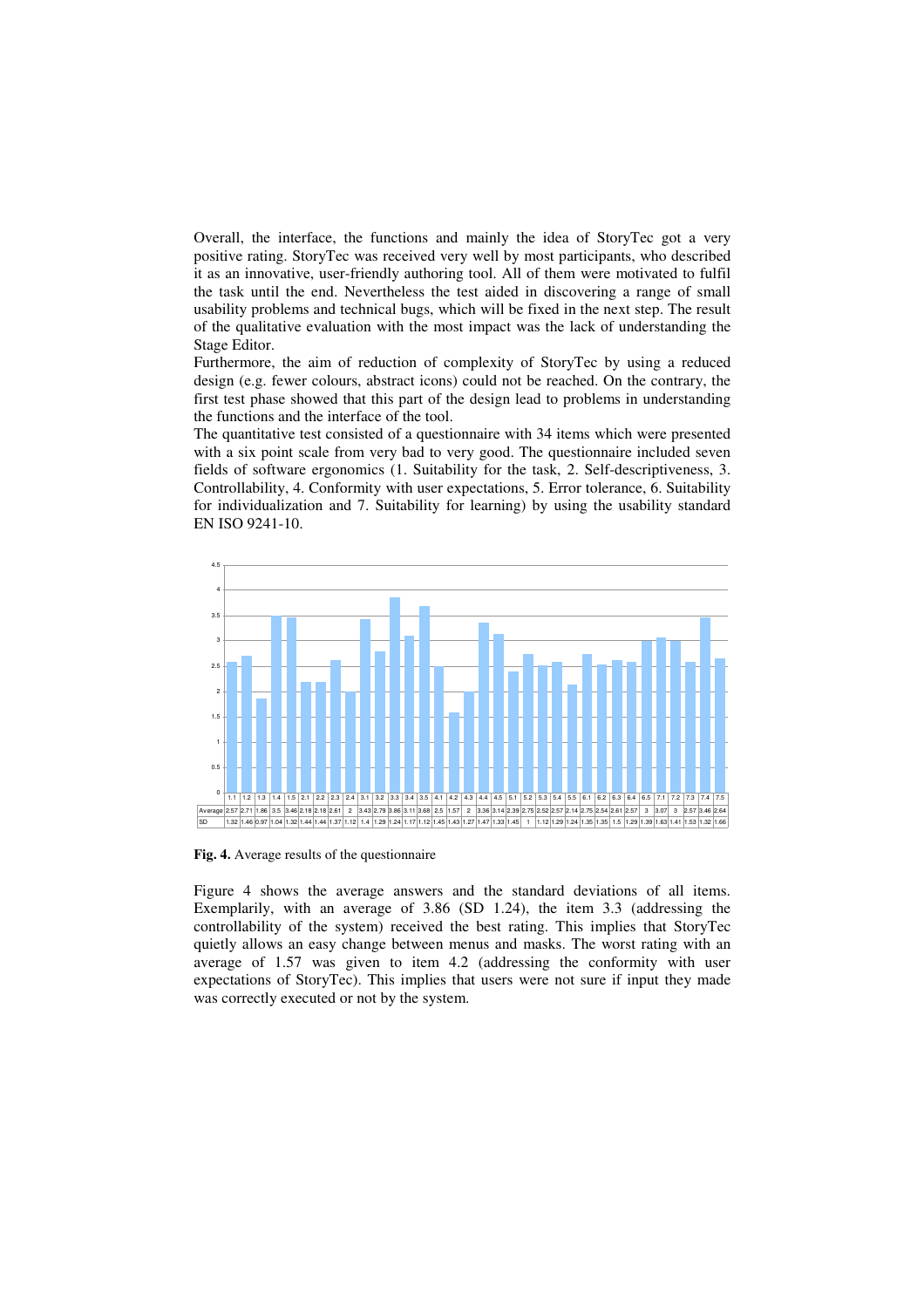Overall, the interface, the functions and mainly the idea of StoryTec got a very positive rating. StoryTec was received very well by most participants, who described it as an innovative, user-friendly authoring tool. All of them were motivated to fulfil the task until the end. Nevertheless the test aided in discovering a range of small usability problems and technical bugs, which will be fixed in the next step. The result of the qualitative evaluation with the most impact was the lack of understanding the Stage Editor.

Furthermore, the aim of reduction of complexity of StoryTec by using a reduced design (e.g. fewer colours, abstract icons) could not be reached. On the contrary, the first test phase showed that this part of the design lead to problems in understanding the functions and the interface of the tool.

The quantitative test consisted of a questionnaire with 34 items which were presented with a six point scale from very bad to very good. The questionnaire included seven fields of software ergonomics (1. Suitability for the task, 2. Self-descriptiveness, 3. Controllability, 4. Conformity with user expectations, 5. Error tolerance, 6. Suitability for individualization and 7. Suitability for learning) by using the usability standard EN ISO 9241-10.

| | 1.1 | 1.2 | 1.3 | 1.4 | 1.5 | 2.1 | 2.2 | 2.3 | 2.4 | 3.1 | 3.2 | 3.3 | 3.4 | 3.5 | 4.1 | 4.2 | 4.3 | 4.4 | 4.5 | 5.1 | 5.2 | 5.3 | 5.4 | 5.5 | 6.1 | 6.2 | 6.3 | 6.4 | 6.5 | 7.1 | 7.2 | 7.3 | 7.4 | 7.5 |
|---|---|---|---|---|---|---|---|---|---|---|---|---|---|---|---|---|---|---|---|---|---|---|---|---|---|---|---|---|---|---|---|---|---|---|
| Average | 2.57 | 2.71 | 1.86 | 3.5 | 3.46 | 2.18 | 2.18 | 2.61 | 2 | 3.43 | 2.79 | 3.86 | 3.11 | 3.68 | 2.5 | 1.57 | 2 | 3.36 | 3.14 | 2.39 | 2.75 | 2.52 | 2.57 | 2.14 | 2.75 | 2.54 | 2.61 | 2.57 | 3 | 3.07 | 3 | 2.57 | 3.46 | 2.64 |
| SD | 1.32 | 1.46 | 0.97 | 1.04 | 1.32 | 1.44 | 1.44 | 1.37 | 1.12 | 1.4 | 1.29 | 1.24 | 1.17 | 1.12 | 1.45 | 1.43 | 1.27 | 1.47 | 1.33 | 1.45 | 1 | 1.12 | 1.29 | 1.24 | 1.35 | 1.35 | 1.5 | 1.29 | 1.39 | 1.63 | 1.41 | 1.53 | 1.32 | 1.66 |

**Fig. 4.** Average results of the questionnaire

Figure 4 shows the average answers and the standard deviations of all items. Exemplarily, with an average of 3.86 (SD 1.24), the item 3.3 (addressing the controllability of the system) received the best rating. This implies that StoryTec quietly allows an easy change between menus and masks. The worst rating with an average of 1.57 was given to item 4.2 (addressing the conformity with user expectations of StoryTec). This implies that users were not sure if input they made was correctly executed or not by the system.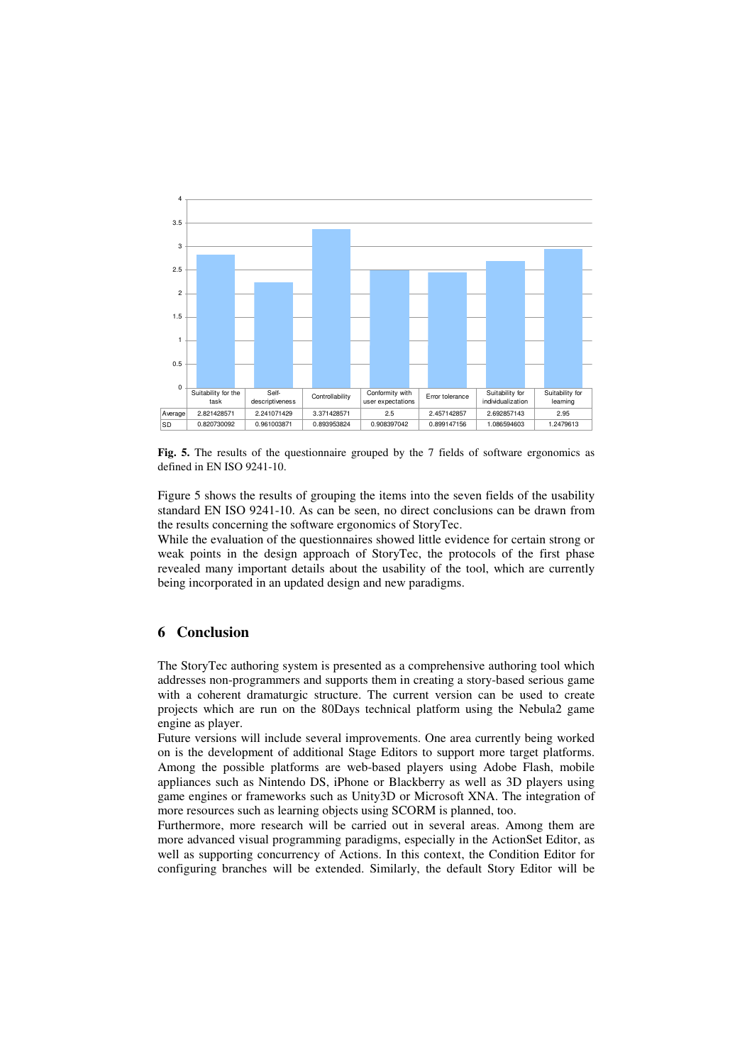|  | Suitability for the task | Self-descriptiveness | Controllability | Conformity with user expectations | Error tolerance | Suitability for individualization | Suitability for learning |
|---|---|---|---|---|---|---|---|
| Average | 2.821428571 | 2.241071429 | 3.371428571 | 2.5 | 2.457142857 | 2.692857143 | 2.95 |
| SD | 0.820730092 | 0.961003871 | 0.893953824 | 0.908397042 | 0.899147156 | 1.086594603 | 1.2479613 |

**Fig. 5.** The results of the questionnaire grouped by the 7 fields of software ergonomics as defined in EN ISO 9241-10.

Figure 5 shows the results of grouping the items into the seven fields of the usability standard EN ISO 9241-10. As can be seen, no direct conclusions can be drawn from the results concerning the software ergonomics of StoryTec.

While the evaluation of the questionnaires showed little evidence for certain strong or weak points in the design approach of StoryTec, the protocols of the first phase revealed many important details about the usability of the tool, which are currently being incorporated in an updated design and new paradigms.

## 6 Conclusion

The StoryTec authoring system is presented as a comprehensive authoring tool which addresses non-programmers and supports them in creating a story-based serious game with a coherent dramaturgic structure. The current version can be used to create projects which are run on the 80Days technical platform using the Nebula2 game engine as player.

Future versions will include several improvements. One area currently being worked on is the development of additional Stage Editors to support more target platforms. Among the possible platforms are web-based players using Adobe Flash, mobile appliances such as Nintendo DS, iPhone or Blackberry as well as 3D players using game engines or frameworks such as Unity3D or Microsoft XNA. The integration of more resources such as learning objects using SCORM is planned, too.

Furthermore, more research will be carried out in several areas. Among them are more advanced visual programming paradigms, especially in the ActionSet Editor, as well as supporting concurrency of Actions. In this context, the Condition Editor for configuring branches will be extended. Similarly, the default Story Editor will be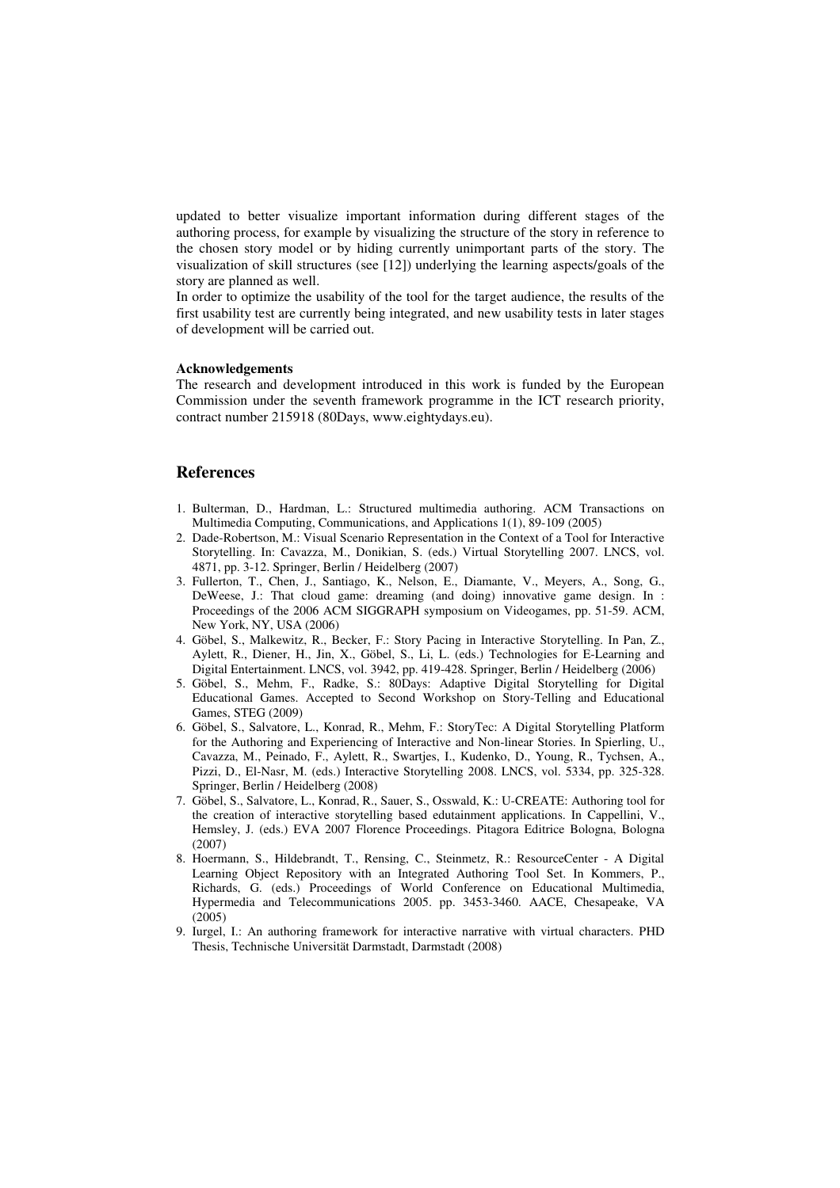updated to better visualize important information during different stages of the authoring process, for example by visualizing the structure of the story in reference to the chosen story model or by hiding currently unimportant parts of the story. The visualization of skill structures (see [12]) underlying the learning aspects/goals of the story are planned as well.

In order to optimize the usability of the tool for the target audience, the results of the first usability test are currently being integrated, and new usability tests in later stages of development will be carried out.

**Acknowledgements**

The research and development introduced in this work is funded by the European Commission under the seventh framework programme in the ICT research priority, contract number 215918 (80Days, www.eightydays.eu).

## References

1. Bulterman, D., Hardman, L.: Structured multimedia authoring. ACM Transactions on Multimedia Computing, Communications, and Applications 1(1), 89-109 (2005)
2. Dade-Robertson, M.: Visual Scenario Representation in the Context of a Tool for Interactive Storytelling. In: Cavazza, M., Donikian, S. (eds.) Virtual Storytelling 2007. LNCS, vol. 4871, pp. 3-12. Springer, Berlin / Heidelberg (2007)
3. Fullerton, T., Chen, J., Santiago, K., Nelson, E., Diamante, V., Meyers, A., Song, G., DeWeese, J.: That cloud game: dreaming (and doing) innovative game design. In : Proceedings of the 2006 ACM SIGGRAPH symposium on Videogames, pp. 51-59. ACM, New York, NY, USA (2006)
4. Göbel, S., Malkewitz, R., Becker, F.: Story Pacing in Interactive Storytelling. In Pan, Z., Aylett, R., Diener, H., Jin, X., Göbel, S., Li, L. (eds.) Technologies for E-Learning and Digital Entertainment. LNCS, vol. 3942, pp. 419-428. Springer, Berlin / Heidelberg (2006)
5. Göbel, S., Mehm, F., Radke, S.: 80Days: Adaptive Digital Storytelling for Digital Educational Games. Accepted to Second Workshop on Story-Telling and Educational Games, STEG (2009)
6. Göbel, S., Salvatore, L., Konrad, R., Mehm, F.: StoryTec: A Digital Storytelling Platform for the Authoring and Experiencing of Interactive and Non-linear Stories. In Spierling, U., Cavazza, M., Peinado, F., Aylett, R., Swartjes, I., Kudenko, D., Young, R., Tychsen, A., Pizzi, D., El-Nasr, M. (eds.) Interactive Storytelling 2008. LNCS, vol. 5334, pp. 325-328. Springer, Berlin / Heidelberg (2008)
7. Göbel, S., Salvatore, L., Konrad, R., Sauer, S., Osswald, K.: U-CREATE: Authoring tool for the creation of interactive storytelling based edutainment applications. In Cappellini, V., Hemsley, J. (eds.) EVA 2007 Florence Proceedings. Pitagora Editrice Bologna, Bologna (2007)
8. Hoermann, S., Hildebrandt, T., Rensing, C., Steinmetz, R.: ResourceCenter - A Digital Learning Object Repository with an Integrated Authoring Tool Set. In Kommers, P., Richards, G. (eds.) Proceedings of World Conference on Educational Multimedia, Hypermedia and Telecommunications 2005. pp. 3453-3460. AACE, Chesapeake, VA (2005)
9. Iurgel, I.: An authoring framework for interactive narrative with virtual characters. PHD Thesis, Technische Universität Darmstadt, Darmstadt (2008)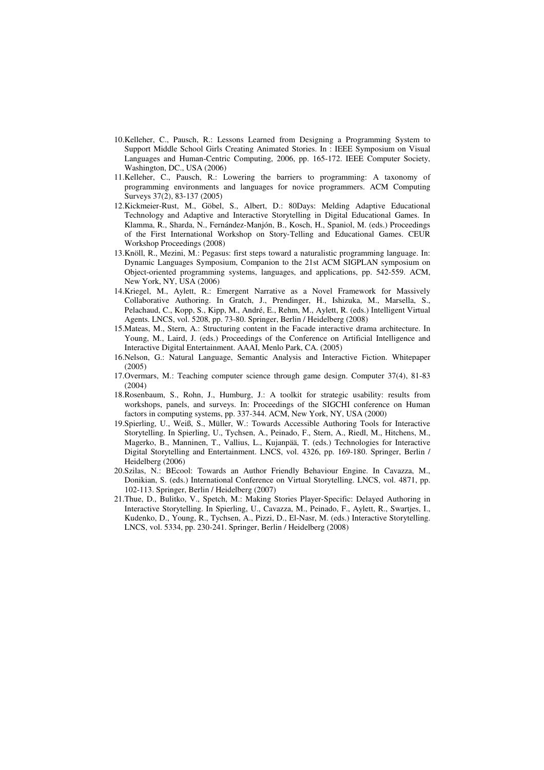10. Kelleher, C., Pausch, R.: Lessons Learned from Designing a Programming System to Support Middle School Girls Creating Animated Stories. In : IEEE Symposium on Visual Languages and Human-Centric Computing, 2006, pp. 165-172. IEEE Computer Society, Washington, DC., USA (2006)
11. Kelleher, C., Pausch, R.: Lowering the barriers to programming: A taxonomy of programming environments and languages for novice programmers. ACM Computing Surveys 37(2), 83-137 (2005)
12. Kickmeier-Rust, M., Göbel, S., Albert, D.: 80Days: Melding Adaptive Educational Technology and Adaptive and Interactive Storytelling in Digital Educational Games. In Klamma, R., Sharda, N., Fernández-Manjón, B., Kosch, H., Spaniol, M. (eds.) Proceedings of the First International Workshop on Story-Telling and Educational Games. CEUR Workshop Proceedings (2008)
13. Knöll, R., Mezini, M.: Pegasus: first steps toward a naturalistic programming language. In: Dynamic Languages Symposium, Companion to the 21st ACM SIGPLAN symposium on Object-oriented programming systems, languages, and applications, pp. 542-559. ACM, New York, NY, USA (2006)
14. Kriegel, M., Aylett, R.: Emergent Narrative as a Novel Framework for Massively Collaborative Authoring. In Gratch, J., Prendinger, H., Ishizuka, M., Marsella, S., Pelachaud, C., Kopp, S., Kipp, M., André, E., Rehm, M., Aylett, R. (eds.) Intelligent Virtual Agents. LNCS, vol. 5208, pp. 73-80. Springer, Berlin / Heidelberg (2008)
15. Mateas, M., Stern, A.: Structuring content in the Facade interactive drama architecture. In Young, M., Laird, J. (eds.) Proceedings of the Conference on Artificial Intelligence and Interactive Digital Entertainment. AAAI, Menlo Park, CA. (2005)
16. Nelson, G.: Natural Language, Semantic Analysis and Interactive Fiction. Whitepaper (2005)
17. Overmars, M.: Teaching computer science through game design. Computer 37(4), 81-83 (2004)
18. Rosenbaum, S., Rohn, J., Humburg, J.: A toolkit for strategic usability: results from workshops, panels, and surveys. In: Proceedings of the SIGCHI conference on Human factors in computing systems, pp. 337-344. ACM, New York, NY, USA (2000)
19. Spierling, U., Weiß, S., Müller, W.: Towards Accessible Authoring Tools for Interactive Storytelling. In Spierling, U., Tychsen, A., Peinado, F., Stern, A., Riedl, M., Hitchens, M., Magerko, B., Manninen, T., Vallius, L., Kujanpää, T. (eds.) Technologies for Interactive Digital Storytelling and Entertainment. LNCS, vol. 4326, pp. 169-180. Springer, Berlin / Heidelberg (2006)
20. Szilas, N.: BEcool: Towards an Author Friendly Behaviour Engine. In Cavazza, M., Donikian, S. (eds.) International Conference on Virtual Storytelling. LNCS, vol. 4871, pp. 102-113. Springer, Berlin / Heidelberg (2007)
21. Thue, D., Bulitko, V., Spetch, M.: Making Stories Player-Specific: Delayed Authoring in Interactive Storytelling. In Spierling, U., Cavazza, M., Peinado, F., Aylett, R., Swartjes, I., Kudenko, D., Young, R., Tychsen, A., Pizzi, D., El-Nasr, M. (eds.) Interactive Storytelling. LNCS, vol. 5334, pp. 230-241. Springer, Berlin / Heidelberg (2008)